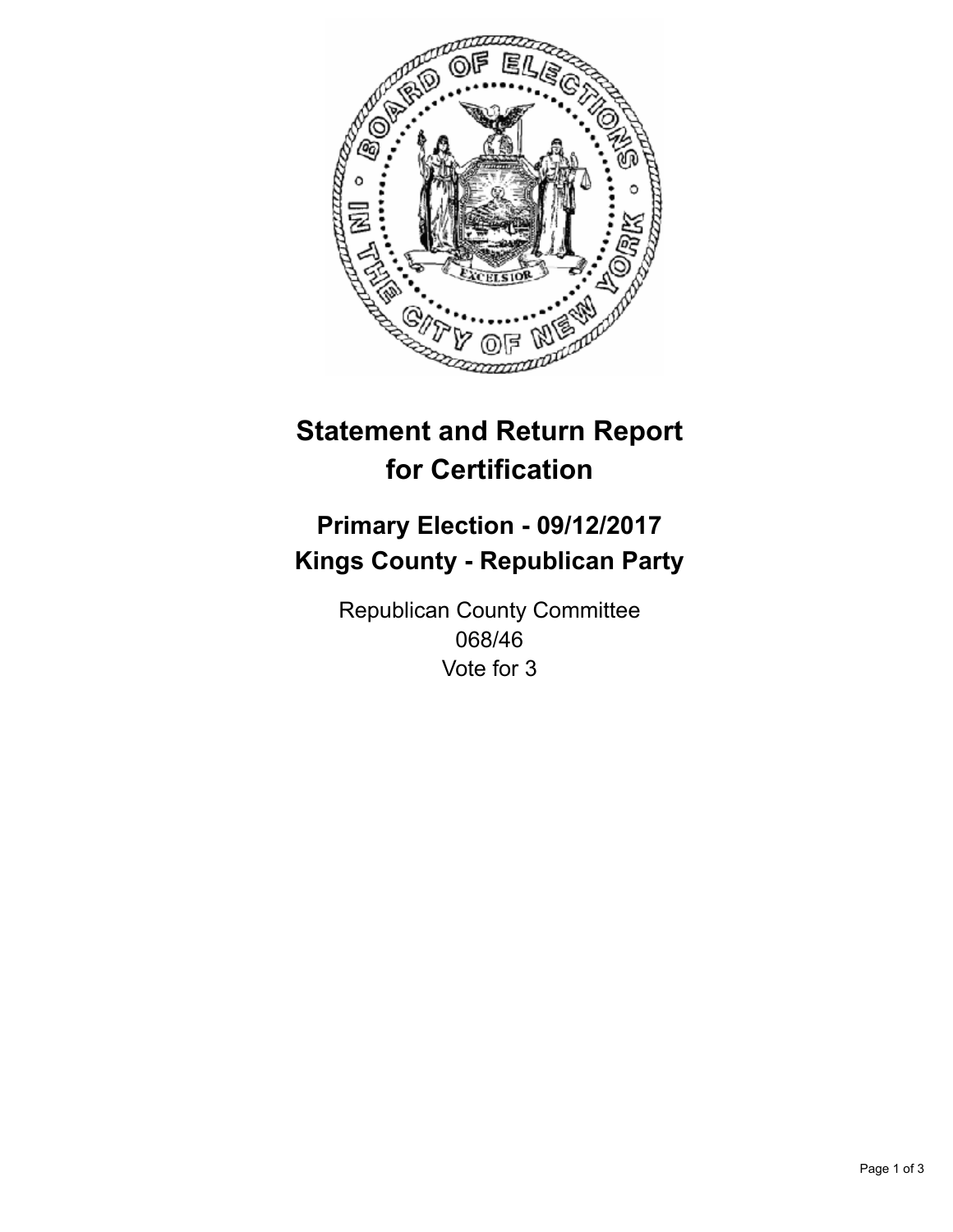# Statement and Return Report for Certification

## Primary Election - 09/12/2017
## Kings County - Republican Party

Republican County Committee
068/46
Vote for 3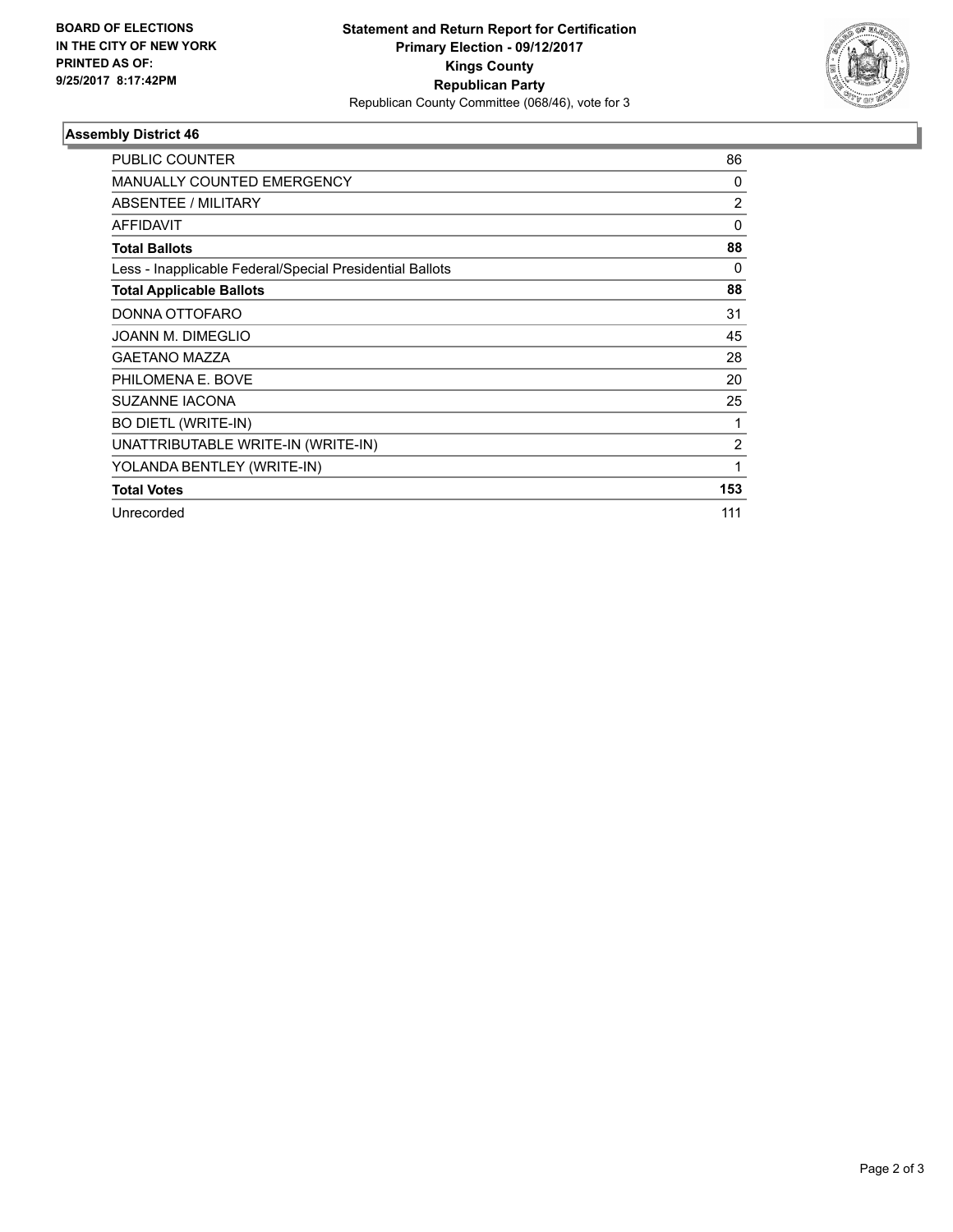**BOARD OF ELECTIONS IN THE CITY OF NEW YORK PRINTED AS OF: 9/25/2017 8:17:42PM**

**Statement and Return Report for Certification**
**Primary Election - 09/12/2017**
**Kings County**
**Republican Party**
Republican County Committee (068/46), vote for 3

## Assembly District 46

| | |
|---|---|
| PUBLIC COUNTER | 86 |
| MANUALLY COUNTED EMERGENCY | 0 |
| ABSENTEE / MILITARY | 2 |
| AFFIDAVIT | 0 |
| **Total Ballots** | **88** |
| Less - Inapplicable Federal/Special Presidential Ballots | 0 |
| **Total Applicable Ballots** | **88** |
| DONNA OTTOFARO | 31 |
| JOANN M. DIMEGLIO | 45 |
| GAETANO MAZZA | 28 |
| PHILOMENA E. BOVE | 20 |
| SUZANNE IACONA | 25 |
| BO DIETL (WRITE-IN) | 1 |
| UNATTRIBUTABLE WRITE-IN (WRITE-IN) | 2 |
| YOLANDA BENTLEY (WRITE-IN) | 1 |
| **Total Votes** | **153** |
| Unrecorded | 111 |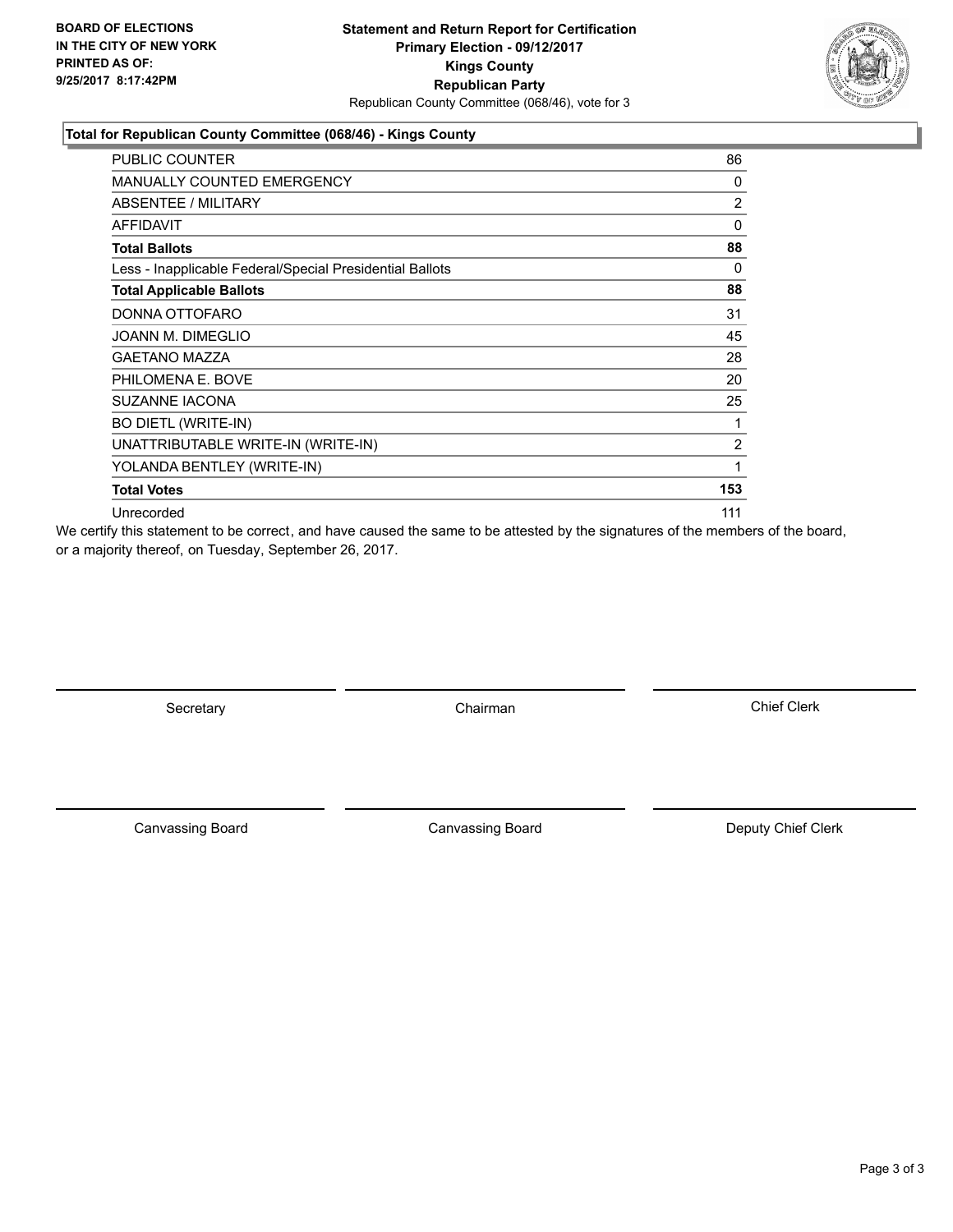**BOARD OF ELECTIONS IN THE CITY OF NEW YORK PRINTED AS OF: 9/25/2017 8:17:42PM**

**Statement and Return Report for Certification**
**Primary Election - 09/12/2017**
**Kings County**
**Republican Party**
Republican County Committee (068/46), vote for 3

### Total for Republican County Committee (068/46) - Kings County

| | |
|---|---|
| PUBLIC COUNTER | 86 |
| MANUALLY COUNTED EMERGENCY | 0 |
| ABSENTEE / MILITARY | 2 |
| AFFIDAVIT | 0 |
| **Total Ballots** | **88** |
| Less - Inapplicable Federal/Special Presidential Ballots | 0 |
| **Total Applicable Ballots** | **88** |
| DONNA OTTOFARO | 31 |
| JOANN M. DIMEGLIO | 45 |
| GAETANO MAZZA | 28 |
| PHILOMENA E. BOVE | 20 |
| SUZANNE IACONA | 25 |
| BO DIETL (WRITE-IN) | 1 |
| UNATTRIBUTABLE WRITE-IN (WRITE-IN) | 2 |
| YOLANDA BENTLEY (WRITE-IN) | 1 |
| **Total Votes** | **153** |
| Unrecorded | 111 |

We certify this statement to be correct, and have caused the same to be attested by the signatures of the members of the board, or a majority thereof, on Tuesday, September 26, 2017.

Secretary

Chairman

Chief Clerk

Canvassing Board

Canvassing Board

Deputy Chief Clerk